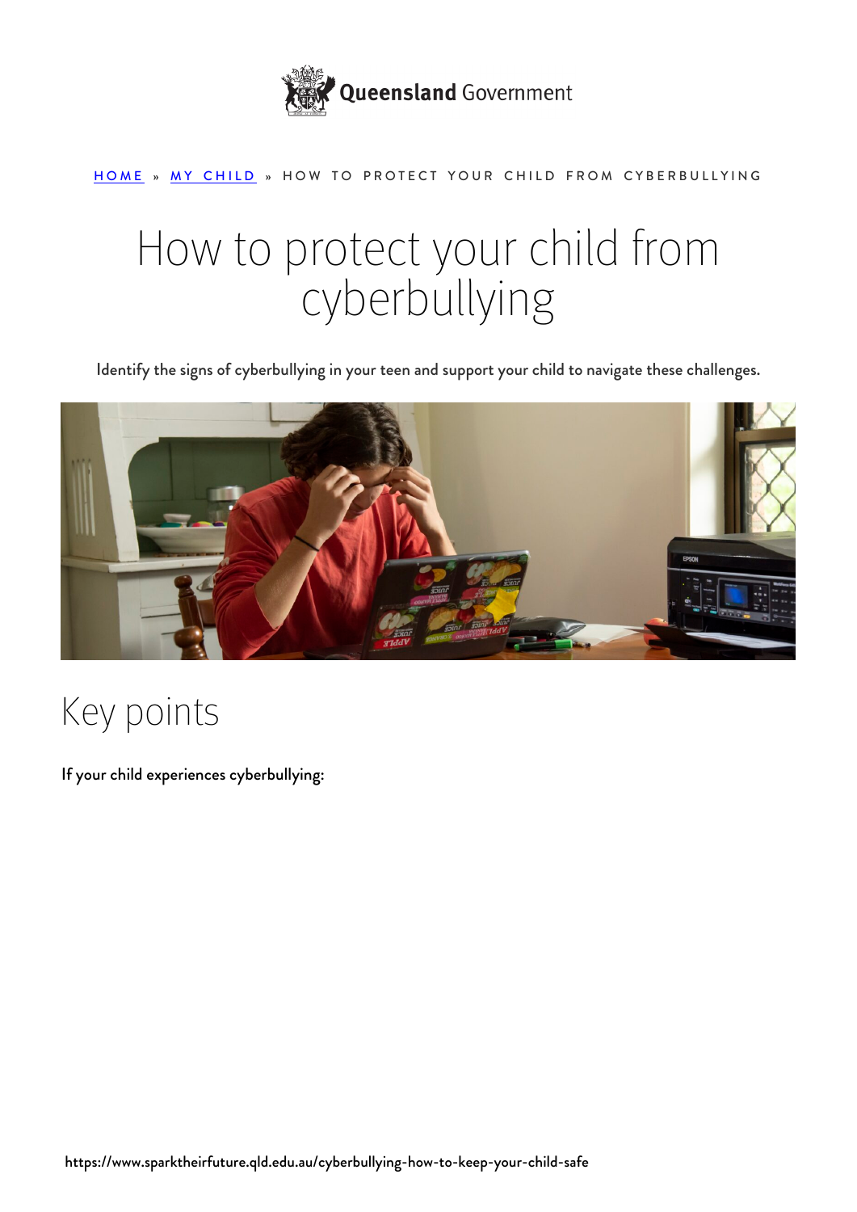Queensland Government

HOME » MY CHILD » HOW TO PROTECT YOUR CHILD FROM CYBERBULLYING

# How to protect your child from cyberbullying

Identify the signs of cyberbullying in your teen and support your child to navigate these challenges.

## Key points

If your child experiences cyberbullying:

https://www.sparktheirfuture.qld.edu.au/cyberbullying-how-to-keep-your-child-safe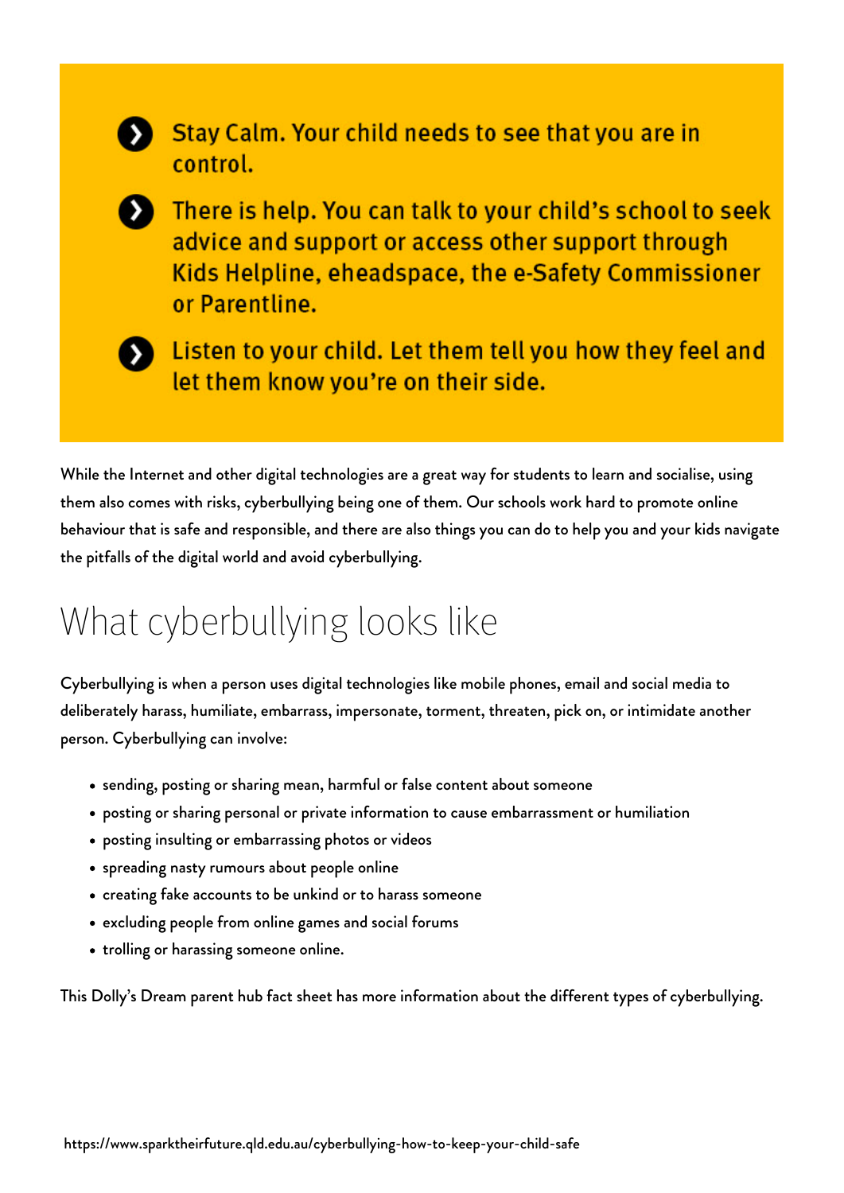- Stay Calm. Your child needs to see that you are in control.
- There is help. You can talk to your child's school to seek advice and support or access other support through Kids Helpline, eheadspace, the e-Safety Commissioner or Parentline.
- Listen to your child. Let them tell you how they feel and let them know you're on their side.

While the Internet and other digital technologies are a great way for students to learn and socialise, using them also comes with risks, cyberbullying being one of them. Our schools work hard to promote online behaviour that is safe and responsible, and there are also things you can do to help you and your kids navigate the pitfalls of the digital world and avoid cyberbullying.

## What cyberbullying looks like

Cyberbullying is when a person uses digital technologies like mobile phones, email and social media to deliberately harass, humiliate, embarrass, impersonate, torment, threaten, pick on, or intimidate another person. Cyberbullying can involve:

- sending, posting or sharing mean, harmful or false content about someone
- posting or sharing personal or private information to cause embarrassment or humiliation
- posting insulting or embarrassing photos or videos
- spreading nasty rumours about people online
- creating fake accounts to be unkind or to harass someone
- excluding people from online games and social forums
- trolling or harassing someone online.

This Dolly's Dream parent hub fact sheet has more information about the different types of cyberbullying.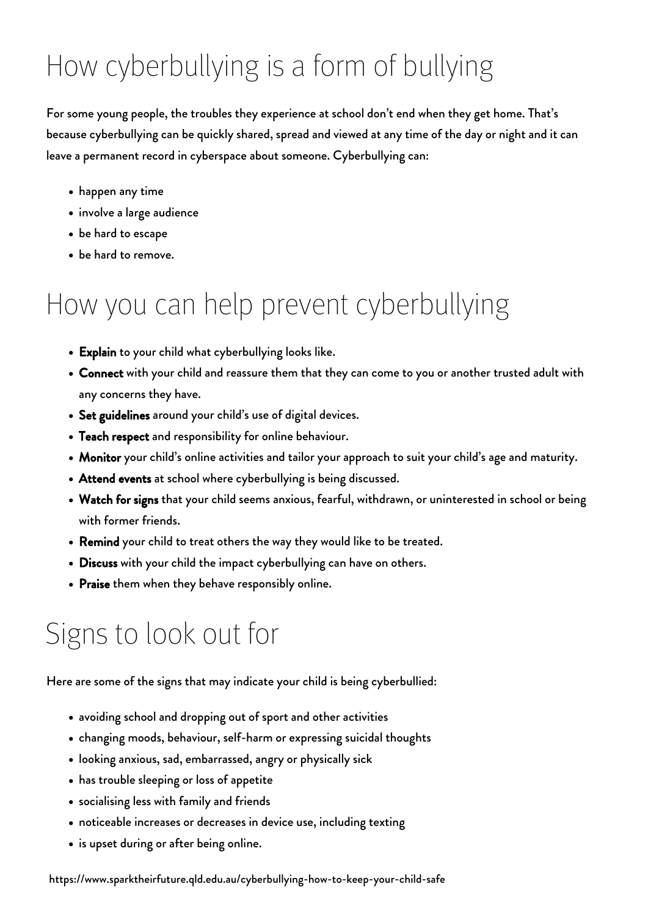## How cyberbullying is a form of bullying

For some young people, the troubles they experience at school don't end when they get home. That's because cyberbullying can be quickly shared, spread and viewed at any time of the day or night and it can leave a permanent record in cyberspace about someone. Cyberbullying can:

- happen any time
- involve a large audience
- be hard to escape
- be hard to remove.

## How you can help prevent cyberbullying

- **Explain** to your child what cyberbullying looks like.
- **Connect** with your child and reassure them that they can come to you or another trusted adult with any concerns they have.
- **Set guidelines** around your child's use of digital devices.
- **Teach respect** and responsibility for online behaviour.
- **Monitor** your child's online activities and tailor your approach to suit your child's age and maturity.
- **Attend events** at school where cyberbullying is being discussed.
- **Watch for signs** that your child seems anxious, fearful, withdrawn, or uninterested in school or being with former friends.
- **Remind** your child to treat others the way they would like to be treated.
- **Discuss** with your child the impact cyberbullying can have on others.
- **Praise** them when they behave responsibly online.

## Signs to look out for

Here are some of the signs that may indicate your child is being cyberbullied:

- avoiding school and dropping out of sport and other activities
- changing moods, behaviour, self-harm or expressing suicidal thoughts
- looking anxious, sad, embarrassed, angry or physically sick
- has trouble sleeping or loss of appetite
- socialising less with family and friends
- noticeable increases or decreases in device use, including texting
- is upset during or after being online.

https://www.sparktheirfuture.qld.edu.au/cyberbullying-how-to-keep-your-child-safe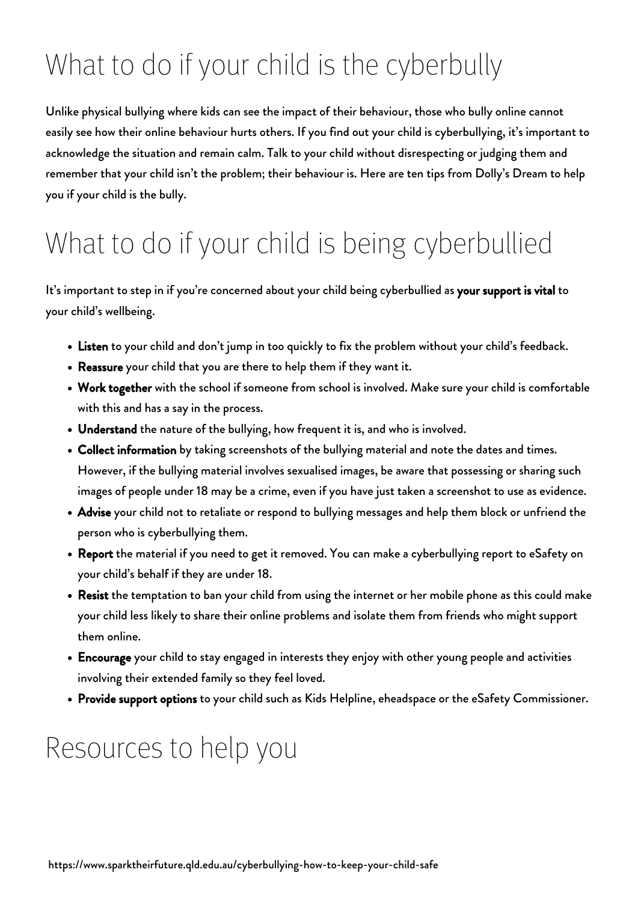# What to do if your child is the cyberbully

Unlike physical bullying where kids can see the impact of their behaviour, those who bully online cannot easily see how their online behaviour hurts others. If you find out your child is cyberbullying, it's important to acknowledge the situation and remain calm. Talk to your child without disrespecting or judging them and remember that your child isn't the problem; their behaviour is. Here are ten tips from Dolly's Dream to help you if your child is the bully.

# What to do if your child is being cyberbullied

It's important to step in if you're concerned about your child being cyberbullied as **your support is vital** to your child's wellbeing.

- **Listen** to your child and don't jump in too quickly to fix the problem without your child's feedback.
- **Reassure** your child that you are there to help them if they want it.
- **Work together** with the school if someone from school is involved. Make sure your child is comfortable with this and has a say in the process.
- **Understand** the nature of the bullying, how frequent it is, and who is involved.
- **Collect information** by taking screenshots of the bullying material and note the dates and times. However, if the bullying material involves sexualised images, be aware that possessing or sharing such images of people under 18 may be a crime, even if you have just taken a screenshot to use as evidence.
- **Advise** your child not to retaliate or respond to bullying messages and help them block or unfriend the person who is cyberbullying them.
- **Report** the material if you need to get it removed. You can make a cyberbullying report to eSafety on your child's behalf if they are under 18.
- **Resist** the temptation to ban your child from using the internet or her mobile phone as this could make your child less likely to share their online problems and isolate them from friends who might support them online.
- **Encourage** your child to stay engaged in interests they enjoy with other young people and activities involving their extended family so they feel loved.
- **Provide support options** to your child such as Kids Helpline, eheadspace or the eSafety Commissioner.

# Resources to help you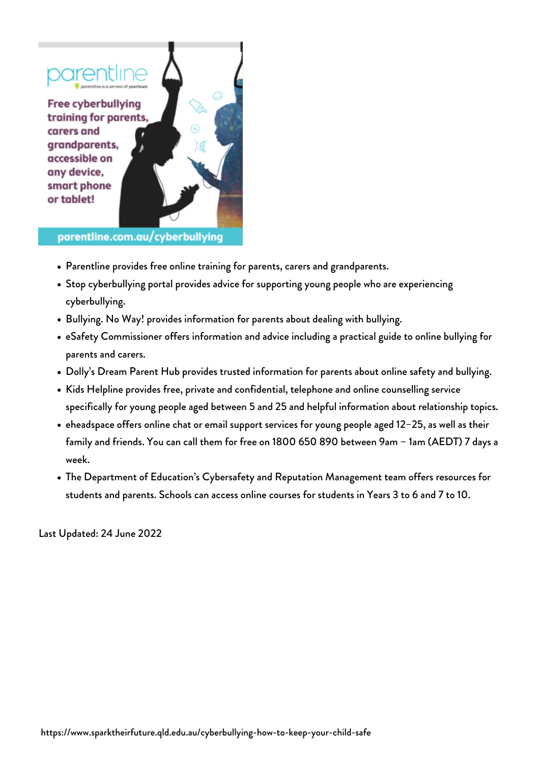parentline

parentline is a service of yourtown

Free cyberbullying training for parents, carers and grandparents, accessible on any device, smart phone or tablet!

parentline.com.au/cyberbullying

- Parentline provides free online training for parents, carers and grandparents.
- Stop cyberbullying portal provides advice for supporting young people who are experiencing cyberbullying.
- Bullying. No Way! provides information for parents about dealing with bullying.
- eSafety Commissioner offers information and advice including a practical guide to online bullying for parents and carers.
- Dolly's Dream Parent Hub provides trusted information for parents about online safety and bullying.
- Kids Helpline provides free, private and confidential, telephone and online counselling service specifically for young people aged between 5 and 25 and helpful information about relationship topics.
- eheadspace offers online chat or email support services for young people aged 12–25, as well as their family and friends. You can call them for free on 1800 650 890 between 9am – 1am (AEDT) 7 days a week.
- The Department of Education's Cybersafety and Reputation Management team offers resources for students and parents. Schools can access online courses for students in Years 3 to 6 and 7 to 10.

Last Updated: 24 June 2022